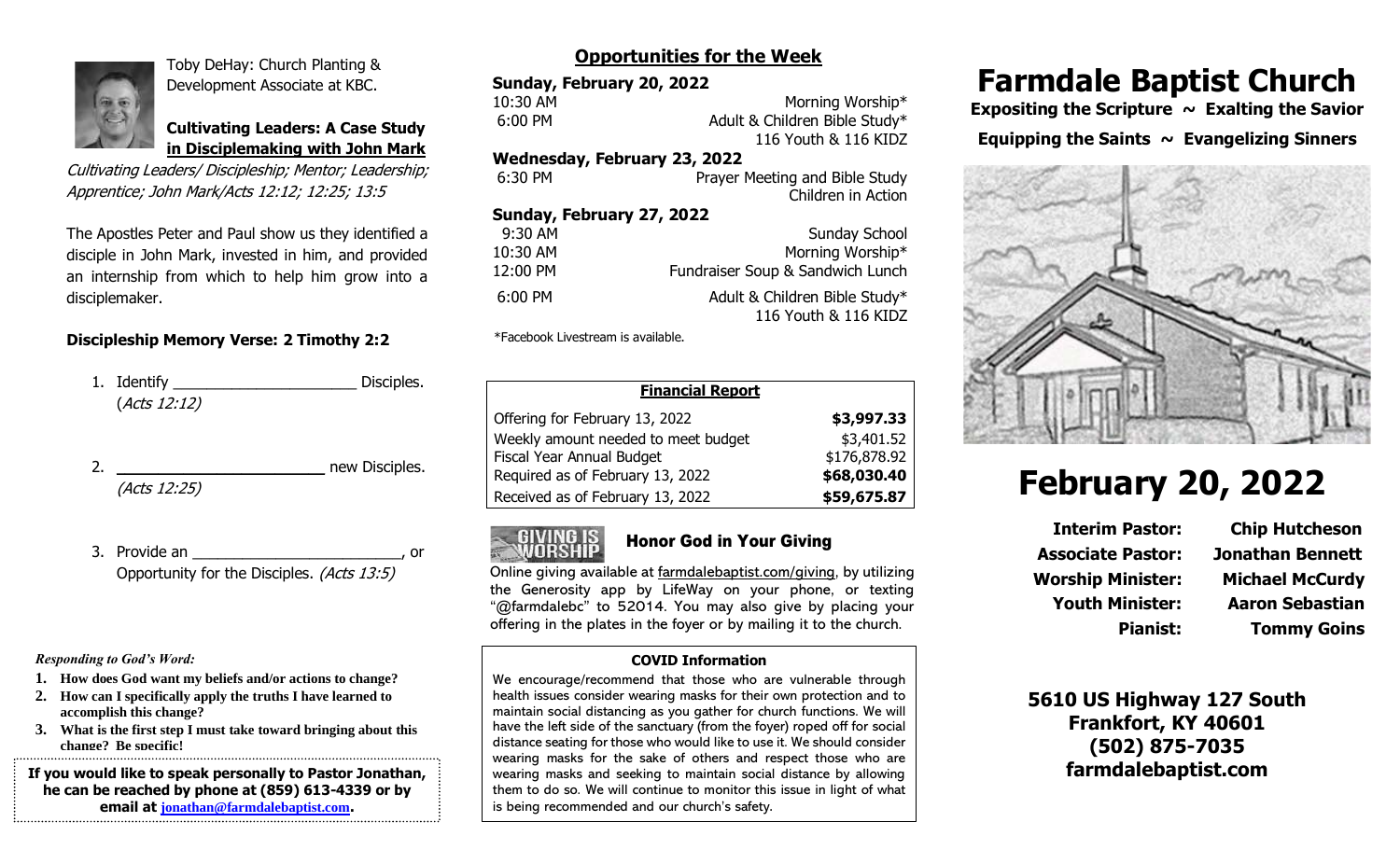Toby DeHay: Church Planting & Development Associate at KBC.

**Cultivating Leaders: A Case Study in Disciplemaking with John Mark**

*Cultivating Leaders/ Discipleship; Mentor; Leadership; Apprentice; John Mark/Acts 12:12; 12:25; 13:5*

The Apostles Peter and Paul show us they identified a disciple in John Mark, invested in him, and provided an internship from which to help him grow into a disciplemaker.

**Discipleship Memory Verse: 2 Timothy 2:2**

1. Identify _____________________ Disciples. (*Acts 12:12*)
2. _______________________ new Disciples. (*Acts 12:25*)
3. Provide an ________________________, or Opportunity for the Disciples. *(Acts 13:5)*

***Responding to God's Word:***

1. **How does God want my beliefs and/or actions to change?**
2. **How can I specifically apply the truths I have learned to accomplish this change?**
3. **What is the first step I must take toward bringing about this change? Be specific!**

**If you would like to speak personally to Pastor Jonathan, he can be reached by phone at (859) 613-4339 or by email at jonathan@farmdalebaptist.com.**

## Opportunities for the Week

**Sunday, February 20, 2022**

| | |
|---|---|
| 10:30 AM | Morning Worship* |
| 6:00 PM | Adult & Children Bible Study* 116 Youth & 116 KIDZ |

**Wednesday, February 23, 2022**

| | |
|---|---|
| 6:30 PM | Prayer Meeting and Bible Study Children in Action |

**Sunday, February 27, 2022**

| | |
|---|---|
| 9:30 AM | Sunday School |
| 10:30 AM | Morning Worship* |
| 12:00 PM | Fundraiser Soup & Sandwich Lunch |
| 6:00 PM | Adult & Children Bible Study* 116 Youth & 116 KIDZ |

*Facebook Livestream is available.

| **Financial Report** | |
|---|---|
| Offering for February 13, 2022 | **$3,997.33** |
| Weekly amount needed to meet budget | $3,401.52 |
| Fiscal Year Annual Budget | $176,878.92 |
| Required as of February 13, 2022 | **$68,030.40** |
| Received as of February 13, 2022 | **$59,675.87** |

### Honor God in Your Giving

Online giving available at farmdalebaptist.com/giving, by utilizing the Generosity app by LifeWay on your phone, or texting "@farmdalebc" to 52014. You may also give by placing your offering in the plates in the foyer or by mailing it to the church.

**COVID Information**

We encourage/recommend that those who are vulnerable through health issues consider wearing masks for their own protection and to maintain social distancing as you gather for church functions. We will have the left side of the sanctuary (from the foyer) roped off for social distance seating for those who would like to use it. We should consider wearing masks for the sake of others and respect those who are wearing masks and seeking to maintain social distance by allowing them to do so. We will continue to monitor this issue in light of what is being recommended and our church's safety.

# Farmdale Baptist Church

**Expositing the Scripture ~ Exalting the Savior**

**Equipping the Saints ~ Evangelizing Sinners**

# February 20, 2022

| | |
|---|---|
| **Interim Pastor:** | **Chip Hutcheson** |
| **Associate Pastor:** | **Jonathan Bennett** |
| **Worship Minister:** | **Michael McCurdy** |
| **Youth Minister:** | **Aaron Sebastian** |
| **Pianist:** | **Tommy Goins** |

**5610 US Highway 127 South**
**Frankfort, KY 40601**
**(502) 875-7035**
**farmdalebaptist.com**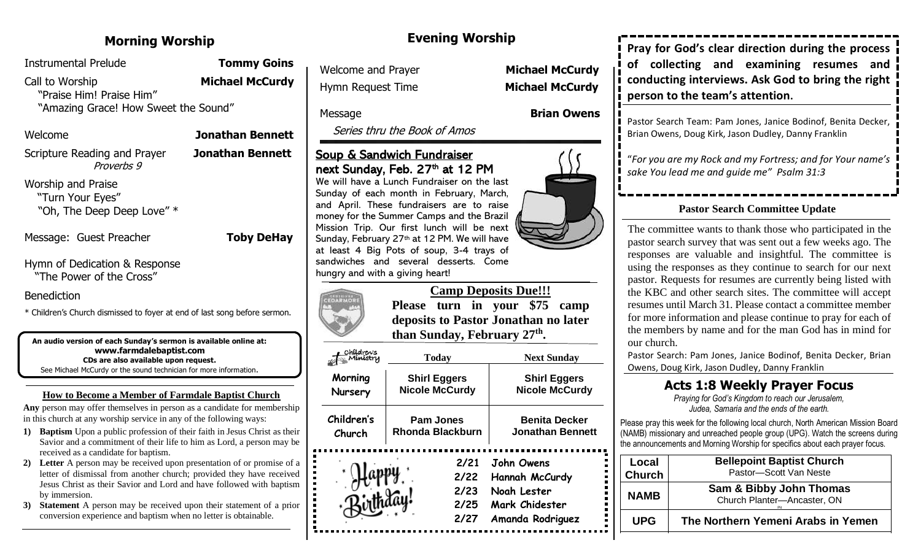## Morning Worship

| | |
|---|---|
| Instrumental Prelude | **Tommy Goins** |
| Call to Worship | **Michael McCurdy** |

"Praise Him! Praise Him"
"Amazing Grace! How Sweet the Sound"

| | |
|---|---|
| Welcome | **Jonathan Bennett** |
| Scripture Reading and Prayer *Proverbs 9* | **Jonathan Bennett** |

Worship and Praise
"Turn Your Eyes"
"Oh, The Deep Deep Love" *

| | |
|---|---|
| Message: Guest Preacher | **Toby DeHay** |

Hymn of Dedication & Response
"The Power of the Cross"

Benediction

* Children's Church dismissed to foyer at end of last song before sermon.

**An audio version of each Sunday's sermon is available online at:**
**www.farmdalebaptist.com**
**CDs are also available upon request.**
See Michael McCurdy or the sound technician for more information.

### How to Become a Member of Farmdale Baptist Church

**Any** person may offer themselves in person as a candidate for membership in this church at any worship service in any of the following ways:

1) **Baptism** Upon a public profession of their faith in Jesus Christ as their Savior and a commitment of their life to him as Lord, a person may be received as a candidate for baptism.
2) **Letter** A person may be received upon presentation of or promise of a letter of dismissal from another church; provided they have received Jesus Christ as their Savior and Lord and have followed with baptism by immersion.
3) **Statement** A person may be received upon their statement of a prior conversion experience and baptism when no letter is obtainable.

## Evening Worship

| | |
|---|---|
| Welcome and Prayer | **Michael McCurdy** |
| Hymn Request Time | **Michael McCurdy** |
| Message | **Brian Owens** |

*Series thru the Book of Amos*

### Soup & Sandwich Fundraiser next Sunday, Feb. 27th at 12 PM

We will have a Lunch Fundraiser on the last Sunday of each month in February, March, and April. These fundraisers are to raise money for the Summer Camps and the Brazil Mission Trip. Our first lunch will be next Sunday, February 27th at 12 PM. We will have at least 4 Big Pots of soup, 3-4 trays of sandwiches and several desserts. Come hungry and with a giving heart!

### Camp Deposits Due!!!

**Please turn in your $75 camp deposits to Pastor Jonathan no later than Sunday, February 27th.**

| Children's Ministry | Today | Next Sunday |
|---|---|---|
| Morning Nursery | **Shirl Eggers Nicole McCurdy** | **Shirl Eggers Nicole McCurdy** |
| Children's Church | **Pam Jones Rhonda Blackburn** | **Benita Decker Jonathan Bennett** |

**Happy Birthday!**

| | |
|---|---|
| 2/21 | John Owens |
| 2/22 | Hannah McCurdy |
| 2/23 | Noah Lester |
| 2/25 | Mark Chidester |
| 2/27 | Amanda Rodriguez |

**Pray for God's clear direction during the process of collecting and examining resumes and conducting interviews. Ask God to bring the right person to the team's attention.**

Pastor Search Team: Pam Jones, Janice Bodinof, Benita Decker, Brian Owens, Doug Kirk, Jason Dudley, Danny Franklin

"*For you are my Rock and my Fortress; and for Your name's sake You lead me and guide me" Psalm 31:3*

### Pastor Search Committee Update

The committee wants to thank those who participated in the pastor search survey that was sent out a few weeks ago. The responses are valuable and insightful. The committee is using the responses as they continue to search for our next pastor. Requests for resumes are currently being listed with the KBC and other search sites. The committee will accept resumes until March 31. Please contact a committee member for more information and please continue to pray for each of the members by name and for the man God has in mind for our church.

Pastor Search: Pam Jones, Janice Bodinof, Benita Decker, Brian Owens, Doug Kirk, Jason Dudley, Danny Franklin

## Acts 1:8 Weekly Prayer Focus

*Praying for God's Kingdom to reach our Jerusalem, Judea, Samaria and the ends of the earth.*

Please pray this week for the following local church, North American Mission Board (NAMB) missionary and unreached people group (UPG). Watch the screens during the announcements and Morning Worship for specifics about each prayer focus.

| | |
|---|---|
| **Local Church** | **Bellepoint Baptist Church** Pastor—Scott Van Neste |
| **NAMB** | **Sam & Bibby John Thomas** Church Planter—Ancaster, ON |
| **UPG** | **The Northern Yemeni Arabs in Yemen** |